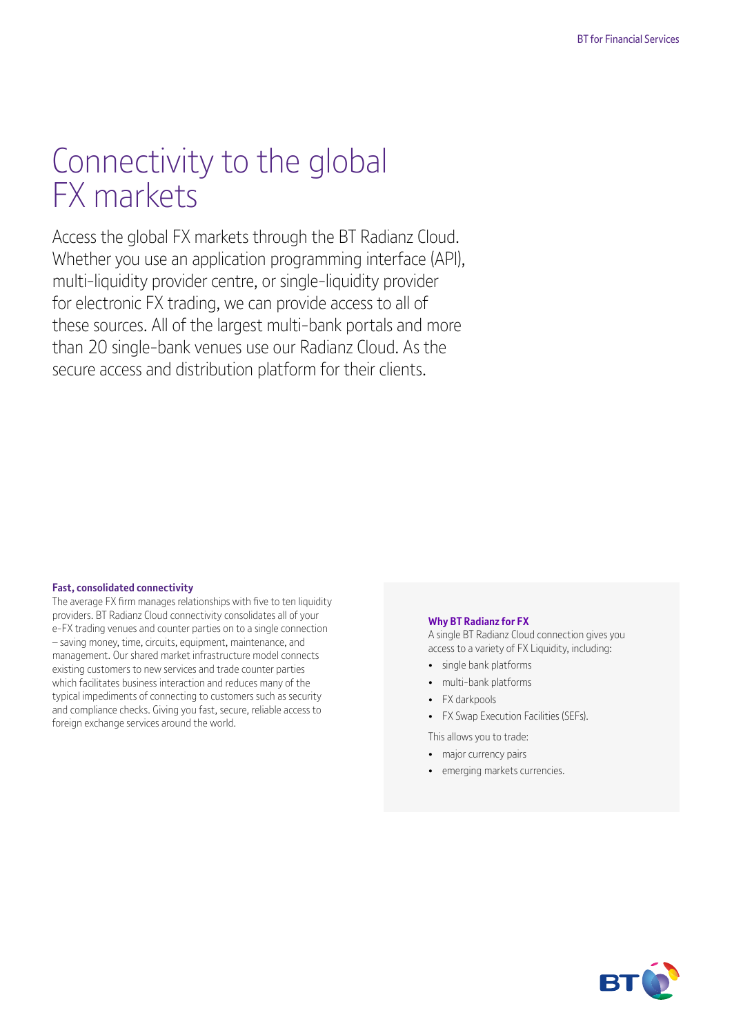# Connectivity to the global FX markets

Access the global FX markets through the BT Radianz Cloud. Whether you use an application programming interface (API), multi-liquidity provider centre, or single-liquidity provider for electronic FX trading, we can provide access to all of these sources. All of the largest multi-bank portals and more than 20 single-bank venues use our Radianz Cloud. As the secure access and distribution platform for their clients.

**Fast, consolidated connectivity**

The average FX firm manages relationships with five to ten liquidity providers. BT Radianz Cloud connectivity consolidates all of your e-FX trading venues and counter parties on to a single connection – saving money, time, circuits, equipment, maintenance, and management. Our shared market infrastructure model connects existing customers to new services and trade counter parties which facilitates business interaction and reduces many of the typical impediments of connecting to customers such as security and compliance checks. Giving you fast, secure, reliable access to foreign exchange services around the world.

**Why BT Radianz for FX**

A single BT Radianz Cloud connection gives you access to a variety of FX Liquidity, including:

- single bank platforms
- multi-bank platforms
- FX darkpools
- FX Swap Execution Facilities (SEFs).

This allows you to trade:

- major currency pairs
- emerging markets currencies.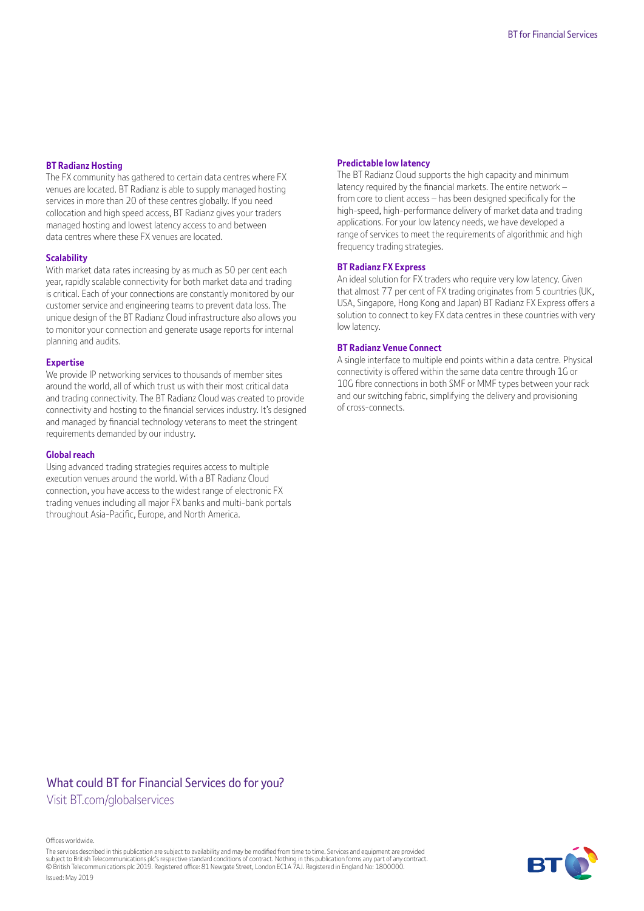### BT Radianz Hosting

The FX community has gathered to certain data centres where FX venues are located. BT Radianz is able to supply managed hosting services in more than 20 of these centres globally. If you need collocation and high speed access, BT Radianz gives your traders managed hosting and lowest latency access to and between data centres where these FX venues are located.

### Scalability

With market data rates increasing by as much as 50 per cent each year, rapidly scalable connectivity for both market data and trading is critical. Each of your connections are constantly monitored by our customer service and engineering teams to prevent data loss. The unique design of the BT Radianz Cloud infrastructure also allows you to monitor your connection and generate usage reports for internal planning and audits.

### Expertise

We provide IP networking services to thousands of member sites around the world, all of which trust us with their most critical data and trading connectivity. The BT Radianz Cloud was created to provide connectivity and hosting to the financial services industry. It's designed and managed by financial technology veterans to meet the stringent requirements demanded by our industry.

### Global reach

Using advanced trading strategies requires access to multiple execution venues around the world. With a BT Radianz Cloud connection, you have access to the widest range of electronic FX trading venues including all major FX banks and multi-bank portals throughout Asia-Pacific, Europe, and North America.

### Predictable low latency

The BT Radianz Cloud supports the high capacity and minimum latency required by the financial markets. The entire network – from core to client access – has been designed specifically for the high-speed, high-performance delivery of market data and trading applications. For your low latency needs, we have developed a range of services to meet the requirements of algorithmic and high frequency trading strategies.

### BT Radianz FX Express

An ideal solution for FX traders who require very low latency. Given that almost 77 per cent of FX trading originates from 5 countries (UK, USA, Singapore, Hong Kong and Japan) BT Radianz FX Express offers a solution to connect to key FX data centres in these countries with very low latency.

### BT Radianz Venue Connect

A single interface to multiple end points within a data centre. Physical connectivity is offered within the same data centre through 1G or 10G fibre connections in both SMF or MMF types between your rack and our switching fabric, simplifying the delivery and provisioning of cross-connects.

## What could BT for Financial Services do for you?

Visit BT.com/globalservices

Offices worldwide.

The services described in this publication are subject to availability and may be modified from time to time. Services and equipment are provided subject to British Telecommunications plc's respective standard conditions of contract. Nothing in this publication forms any part of any contract.
© British Telecommunications plc 2019. Registered office: 81 Newgate Street, London EC1A 7AJ. Registered in England No: 1800000.

Issued: May 2019